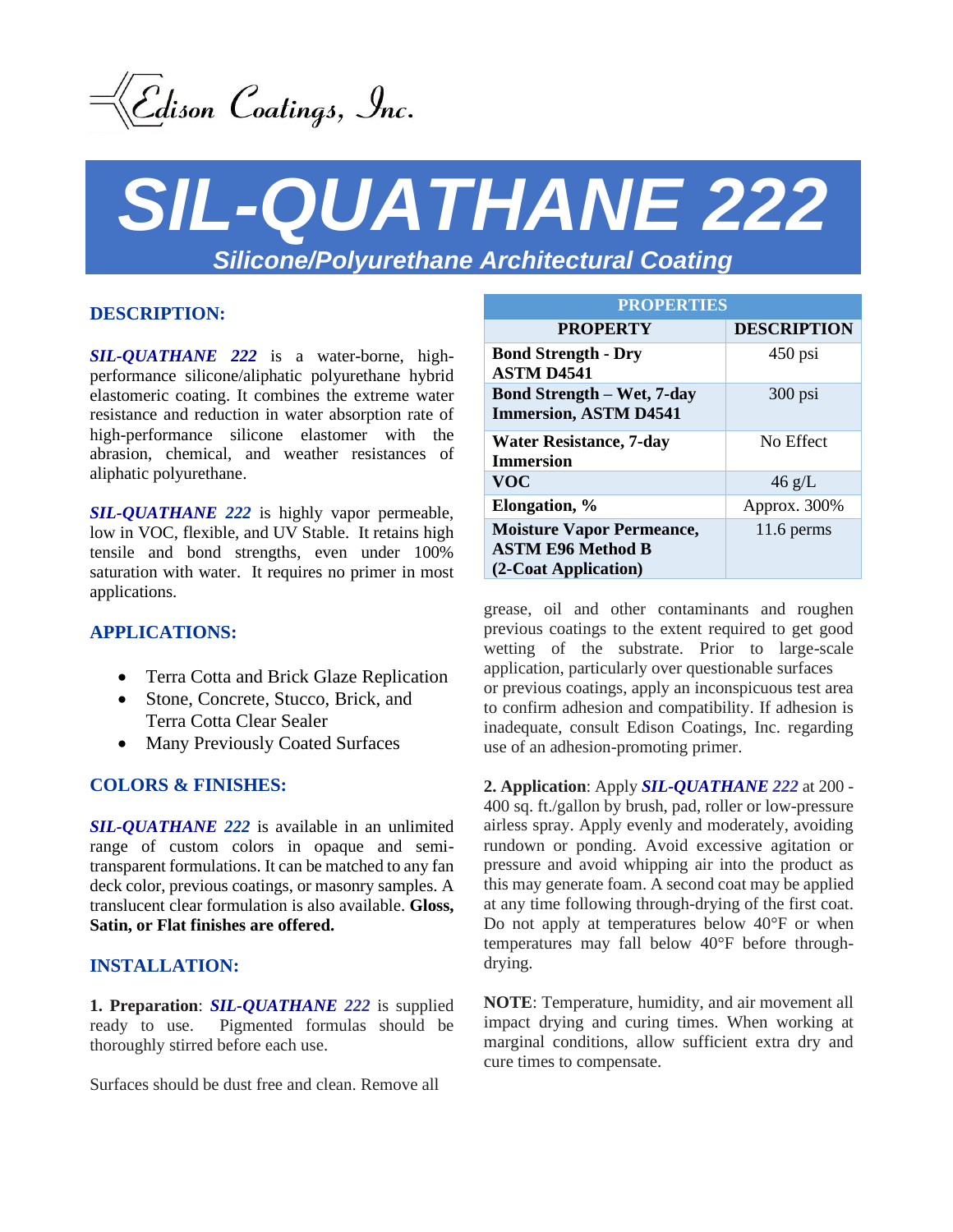Edison Coatings, Inc.

# SIL-QUATHANE 222

## *Silicone/Polyurethane Architectural Coating*

## DESCRIPTION:

***SIL-QUATHANE 222*** is a water-borne, high-performance silicone/aliphatic polyurethane hybrid elastomeric coating. It combines the extreme water resistance and reduction in water absorption rate of high-performance silicone elastomer with the abrasion, chemical, and weather resistances of aliphatic polyurethane.

***SIL-QUATHANE 222*** is highly vapor permeable, low in VOC, flexible, and UV Stable. It retains high tensile and bond strengths, even under 100% saturation with water. It requires no primer in most applications.

## APPLICATIONS:

- Terra Cotta and Brick Glaze Replication
- Stone, Concrete, Stucco, Brick, and Terra Cotta Clear Sealer
- Many Previously Coated Surfaces

## COLORS & FINISHES:

***SIL-QUATHANE 222*** is available in an unlimited range of custom colors in opaque and semi-transparent formulations. It can be matched to any fan deck color, previous coatings, or masonry samples. A translucent clear formulation is also available. **Gloss, Satin, or Flat finishes are offered.**

## INSTALLATION:

**1. Preparation**: ***SIL-QUATHANE 222*** is supplied ready to use. Pigmented formulas should be thoroughly stirred before each use.

Surfaces should be dust free and clean. Remove all grease, oil and other contaminants and roughen previous coatings to the extent required to get good wetting of the substrate. Prior to large-scale application, particularly over questionable surfaces or previous coatings, apply an inconspicuous test area to confirm adhesion and compatibility. If adhesion is inadequate, consult Edison Coatings, Inc. regarding use of an adhesion-promoting primer.

**2. Application**: Apply ***SIL-QUATHANE 222*** at 200 - 400 sq. ft./gallon by brush, pad, roller or low-pressure airless spray. Apply evenly and moderately, avoiding rundown or ponding. Avoid excessive agitation or pressure and avoid whipping air into the product as this may generate foam. A second coat may be applied at any time following through-drying of the first coat. Do not apply at temperatures below 40°F or when temperatures may fall below 40°F before through-drying.

**NOTE**: Temperature, humidity, and air movement all impact drying and curing times. When working at marginal conditions, allow sufficient extra dry and cure times to compensate.

| PROPERTIES | |
|---|---|
| **PROPERTY** | **DESCRIPTION** |
| **Bond Strength - Dry ASTM D4541** | 450 psi |
| **Bond Strength – Wet, 7-day Immersion, ASTM D4541** | 300 psi |
| **Water Resistance, 7-day Immersion** | No Effect |
| **VOC** | 46 g/L |
| **Elongation, %** | Approx. 300% |
| **Moisture Vapor Permeance, ASTM E96 Method B (2-Coat Application)** | 11.6 perms |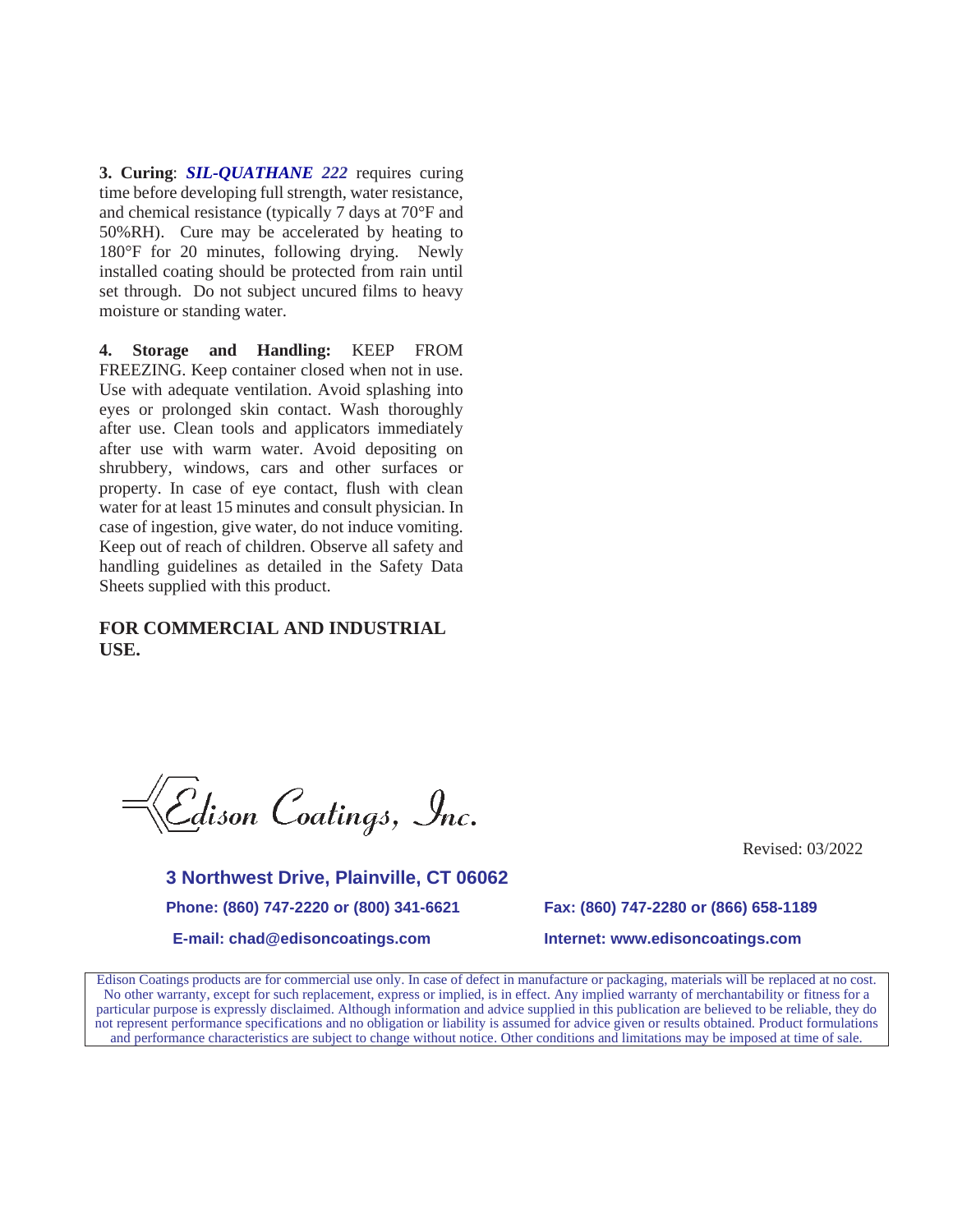**3. Curing**: ***SIL-QUATHANE 222*** requires curing time before developing full strength, water resistance, and chemical resistance (typically 7 days at 70°F and 50%RH). Cure may be accelerated by heating to 180°F for 20 minutes, following drying. Newly installed coating should be protected from rain until set through. Do not subject uncured films to heavy moisture or standing water.

**4. Storage and Handling:** KEEP FROM FREEZING. Keep container closed when not in use. Use with adequate ventilation. Avoid splashing into eyes or prolonged skin contact. Wash thoroughly after use. Clean tools and applicators immediately after use with warm water. Avoid depositing on shrubbery, windows, cars and other surfaces or property. In case of eye contact, flush with clean water for at least 15 minutes and consult physician. In case of ingestion, give water, do not induce vomiting. Keep out of reach of children. Observe all safety and handling guidelines as detailed in the Safety Data Sheets supplied with this product.

**FOR COMMERCIAL AND INDUSTRIAL USE.**

Edison Coatings, Inc.

Revised: 03/2022

**3 Northwest Drive, Plainville, CT 06062**

**Phone: (860) 747-2220 or (800) 341-6621** **Fax: (860) 747-2280 or (866) 658-1189**

**E-mail: chad@edisoncoatings.com** **Internet: www.edisoncoatings.com**

Edison Coatings products are for commercial use only. In case of defect in manufacture or packaging, materials will be replaced at no cost. No other warranty, except for such replacement, express or implied, is in effect. Any implied warranty of merchantability or fitness for a particular purpose is expressly disclaimed. Although information and advice supplied in this publication are believed to be reliable, they do not represent performance specifications and no obligation or liability is assumed for advice given or results obtained. Product formulations and performance characteristics are subject to change without notice. Other conditions and limitations may be imposed at time of sale.